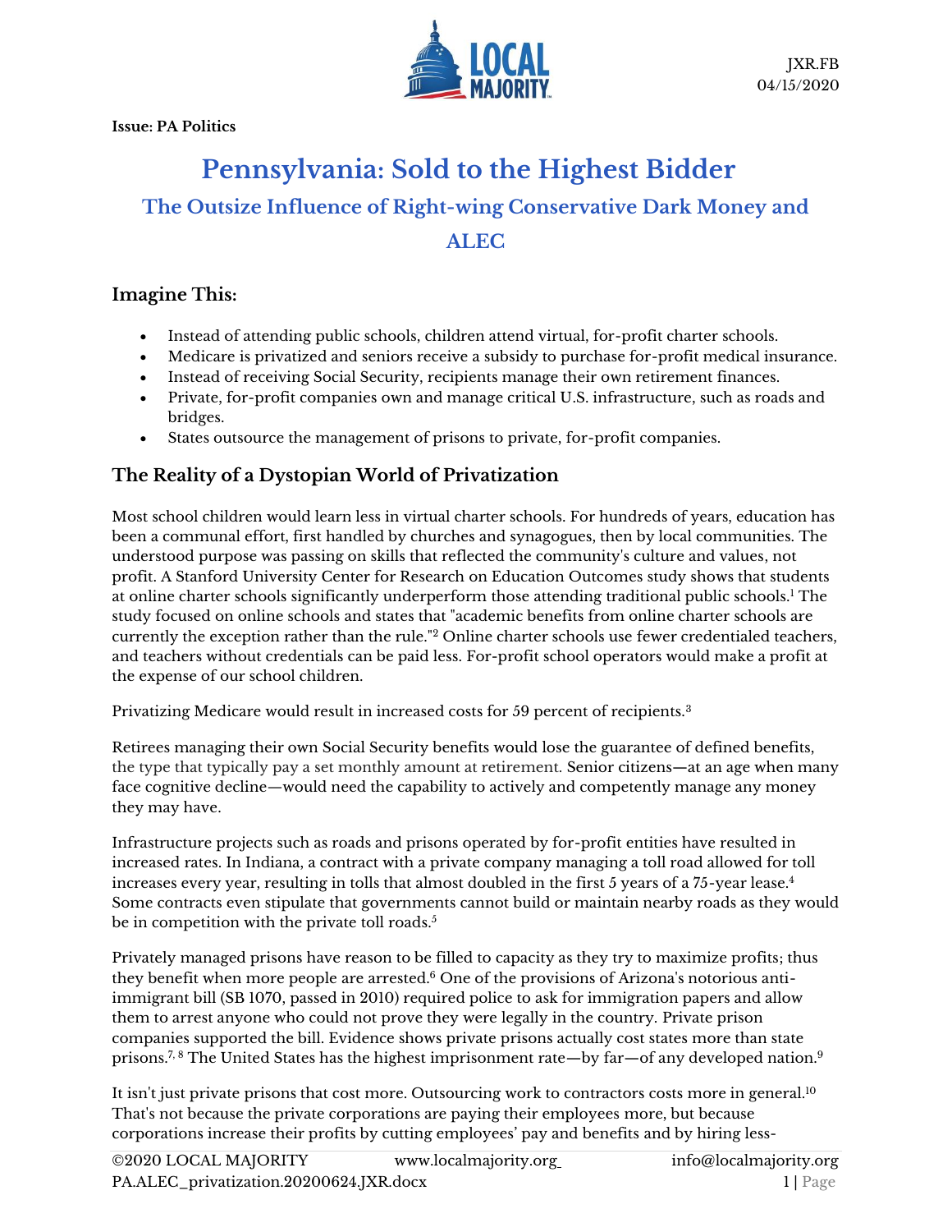JXR.FB
04/15/2020

**Issue: PA Politics**

# Pennsylvania: Sold to the Highest Bidder

## The Outsize Influence of Right-wing Conservative Dark Money and ALEC

### Imagine This:

- Instead of attending public schools, children attend virtual, for-profit charter schools.
- Medicare is privatized and seniors receive a subsidy to purchase for-profit medical insurance.
- Instead of receiving Social Security, recipients manage their own retirement finances.
- Private, for-profit companies own and manage critical U.S. infrastructure, such as roads and bridges.
- States outsource the management of prisons to private, for-profit companies.

### The Reality of a Dystopian World of Privatization

Most school children would learn less in virtual charter schools. For hundreds of years, education has been a communal effort, first handled by churches and synagogues, then by local communities. The understood purpose was passing on skills that reflected the community's culture and values, not profit. A Stanford University Center for Research on Education Outcomes study shows that students at online charter schools significantly underperform those attending traditional public schools.[1] The study focused on online schools and states that "academic benefits from online charter schools are currently the exception rather than the rule."[2] Online charter schools use fewer credentialed teachers, and teachers without credentials can be paid less. For-profit school operators would make a profit at the expense of our school children.

Privatizing Medicare would result in increased costs for 59 percent of recipients.[3]

Retirees managing their own Social Security benefits would lose the guarantee of defined benefits, the type that typically pay a set monthly amount at retirement. Senior citizens—at an age when many face cognitive decline—would need the capability to actively and competently manage any money they may have.

Infrastructure projects such as roads and prisons operated by for-profit entities have resulted in increased rates. In Indiana, a contract with a private company managing a toll road allowed for toll increases every year, resulting in tolls that almost doubled in the first 5 years of a 75-year lease.[4] Some contracts even stipulate that governments cannot build or maintain nearby roads as they would be in competition with the private toll roads.[5]

Privately managed prisons have reason to be filled to capacity as they try to maximize profits; thus they benefit when more people are arrested.[6] One of the provisions of Arizona's notorious anti-immigrant bill (SB 1070, passed in 2010) required police to ask for immigration papers and allow them to arrest anyone who could not prove they were legally in the country. Private prison companies supported the bill. Evidence shows private prisons actually cost states more than state prisons.[7, 8] The United States has the highest imprisonment rate—by far—of any developed nation.[9]

It isn't just private prisons that cost more. Outsourcing work to contractors costs more in general.[10] That's not because the private corporations are paying their employees more, but because corporations increase their profits by cutting employees' pay and benefits and by hiring less-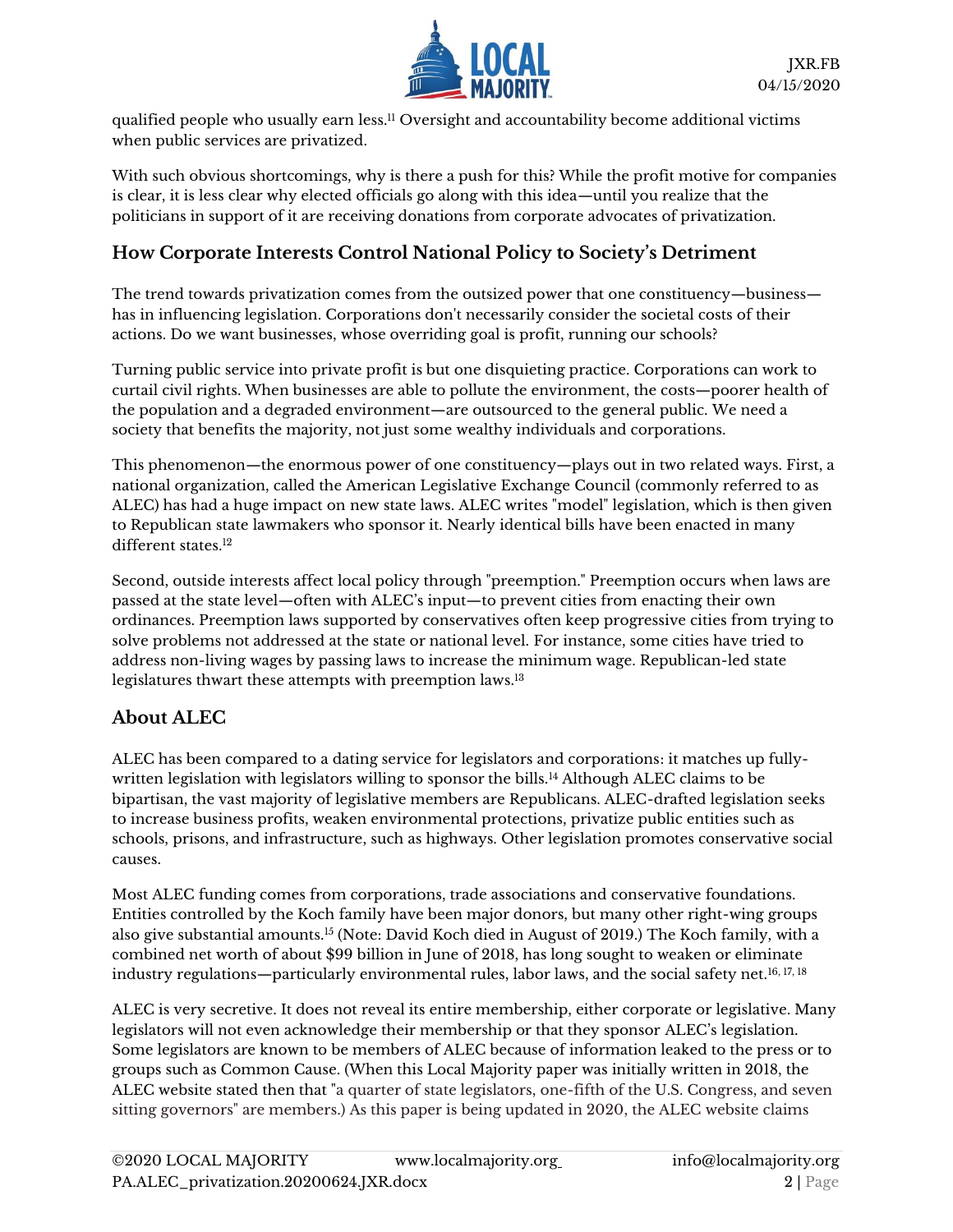qualified people who usually earn less.[11] Oversight and accountability become additional victims when public services are privatized.

With such obvious shortcomings, why is there a push for this? While the profit motive for companies is clear, it is less clear why elected officials go along with this idea—until you realize that the politicians in support of it are receiving donations from corporate advocates of privatization.

## How Corporate Interests Control National Policy to Society's Detriment

The trend towards privatization comes from the outsized power that one constituency—business—has in influencing legislation. Corporations don't necessarily consider the societal costs of their actions. Do we want businesses, whose overriding goal is profit, running our schools?

Turning public service into private profit is but one disquieting practice. Corporations can work to curtail civil rights. When businesses are able to pollute the environment, the costs—poorer health of the population and a degraded environment—are outsourced to the general public. We need a society that benefits the majority, not just some wealthy individuals and corporations.

This phenomenon—the enormous power of one constituency—plays out in two related ways. First, a national organization, called the American Legislative Exchange Council (commonly referred to as ALEC) has had a huge impact on new state laws. ALEC writes "model" legislation, which is then given to Republican state lawmakers who sponsor it. Nearly identical bills have been enacted in many different states.[12]

Second, outside interests affect local policy through "preemption." Preemption occurs when laws are passed at the state level—often with ALEC's input—to prevent cities from enacting their own ordinances. Preemption laws supported by conservatives often keep progressive cities from trying to solve problems not addressed at the state or national level. For instance, some cities have tried to address non-living wages by passing laws to increase the minimum wage. Republican-led state legislatures thwart these attempts with preemption laws.[13]

## About ALEC

ALEC has been compared to a dating service for legislators and corporations: it matches up fully-written legislation with legislators willing to sponsor the bills.[14] Although ALEC claims to be bipartisan, the vast majority of legislative members are Republicans. ALEC-drafted legislation seeks to increase business profits, weaken environmental protections, privatize public entities such as schools, prisons, and infrastructure, such as highways. Other legislation promotes conservative social causes.

Most ALEC funding comes from corporations, trade associations and conservative foundations. Entities controlled by the Koch family have been major donors, but many other right-wing groups also give substantial amounts.[15] (Note: David Koch died in August of 2019.) The Koch family, with a combined net worth of about $99 billion in June of 2018, has long sought to weaken or eliminate industry regulations—particularly environmental rules, labor laws, and the social safety net.[16, 17, 18]

ALEC is very secretive. It does not reveal its entire membership, either corporate or legislative. Many legislators will not even acknowledge their membership or that they sponsor ALEC's legislation. Some legislators are known to be members of ALEC because of information leaked to the press or to groups such as Common Cause. (When this Local Majority paper was initially written in 2018, the ALEC website stated then that "a quarter of state legislators, one-fifth of the U.S. Congress, and seven sitting governors" are members.) As this paper is being updated in 2020, the ALEC website claims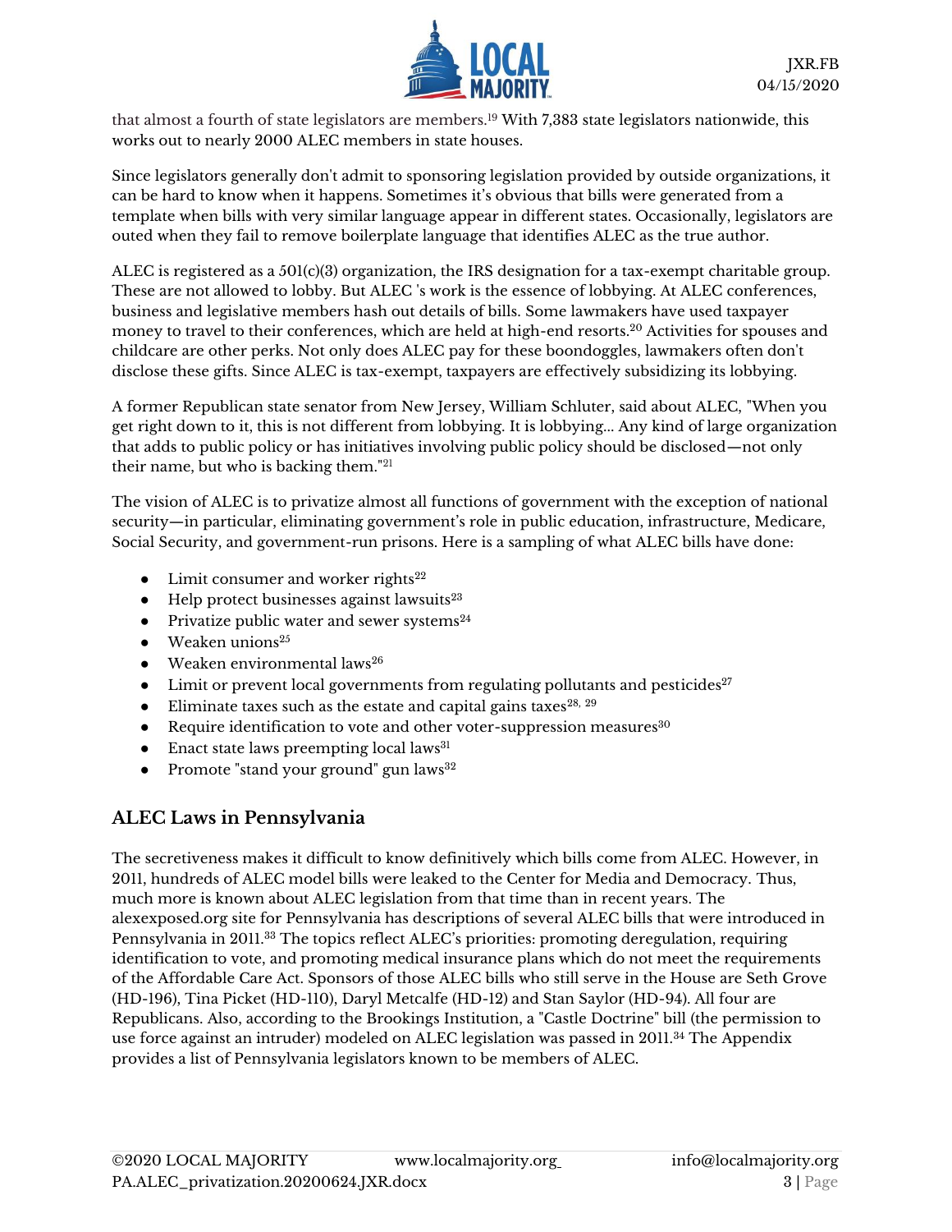that almost a fourth of state legislators are members.[19] With 7,383 state legislators nationwide, this works out to nearly 2000 ALEC members in state houses.

Since legislators generally don't admit to sponsoring legislation provided by outside organizations, it can be hard to know when it happens. Sometimes it's obvious that bills were generated from a template when bills with very similar language appear in different states. Occasionally, legislators are outed when they fail to remove boilerplate language that identifies ALEC as the true author.

ALEC is registered as a 501(c)(3) organization, the IRS designation for a tax-exempt charitable group. These are not allowed to lobby. But ALEC 's work is the essence of lobbying. At ALEC conferences, business and legislative members hash out details of bills. Some lawmakers have used taxpayer money to travel to their conferences, which are held at high-end resorts.[20] Activities for spouses and childcare are other perks. Not only does ALEC pay for these boondoggles, lawmakers often don't disclose these gifts. Since ALEC is tax-exempt, taxpayers are effectively subsidizing its lobbying.

A former Republican state senator from New Jersey, William Schluter, said about ALEC, "When you get right down to it, this is not different from lobbying. It is lobbying... Any kind of large organization that adds to public policy or has initiatives involving public policy should be disclosed—not only their name, but who is backing them."[21]

The vision of ALEC is to privatize almost all functions of government with the exception of national security—in particular, eliminating government's role in public education, infrastructure, Medicare, Social Security, and government-run prisons. Here is a sampling of what ALEC bills have done:

- Limit consumer and worker rights[22]
- Help protect businesses against lawsuits[23]
- Privatize public water and sewer systems[24]
- Weaken unions[25]
- Weaken environmental laws[26]
- Limit or prevent local governments from regulating pollutants and pesticides[27]
- Eliminate taxes such as the estate and capital gains taxes[28, 29]
- Require identification to vote and other voter-suppression measures[30]
- Enact state laws preempting local laws[31]
- Promote "stand your ground" gun laws[32]

## ALEC Laws in Pennsylvania

The secretiveness makes it difficult to know definitively which bills come from ALEC. However, in 2011, hundreds of ALEC model bills were leaked to the Center for Media and Democracy. Thus, much more is known about ALEC legislation from that time than in recent years. The alexexposed.org site for Pennsylvania has descriptions of several ALEC bills that were introduced in Pennsylvania in 2011.[33] The topics reflect ALEC's priorities: promoting deregulation, requiring identification to vote, and promoting medical insurance plans which do not meet the requirements of the Affordable Care Act. Sponsors of those ALEC bills who still serve in the House are Seth Grove (HD-196), Tina Picket (HD-110), Daryl Metcalfe (HD-12) and Stan Saylor (HD-94). All four are Republicans. Also, according to the Brookings Institution, a "Castle Doctrine" bill (the permission to use force against an intruder) modeled on ALEC legislation was passed in 2011.[34] The Appendix provides a list of Pennsylvania legislators known to be members of ALEC.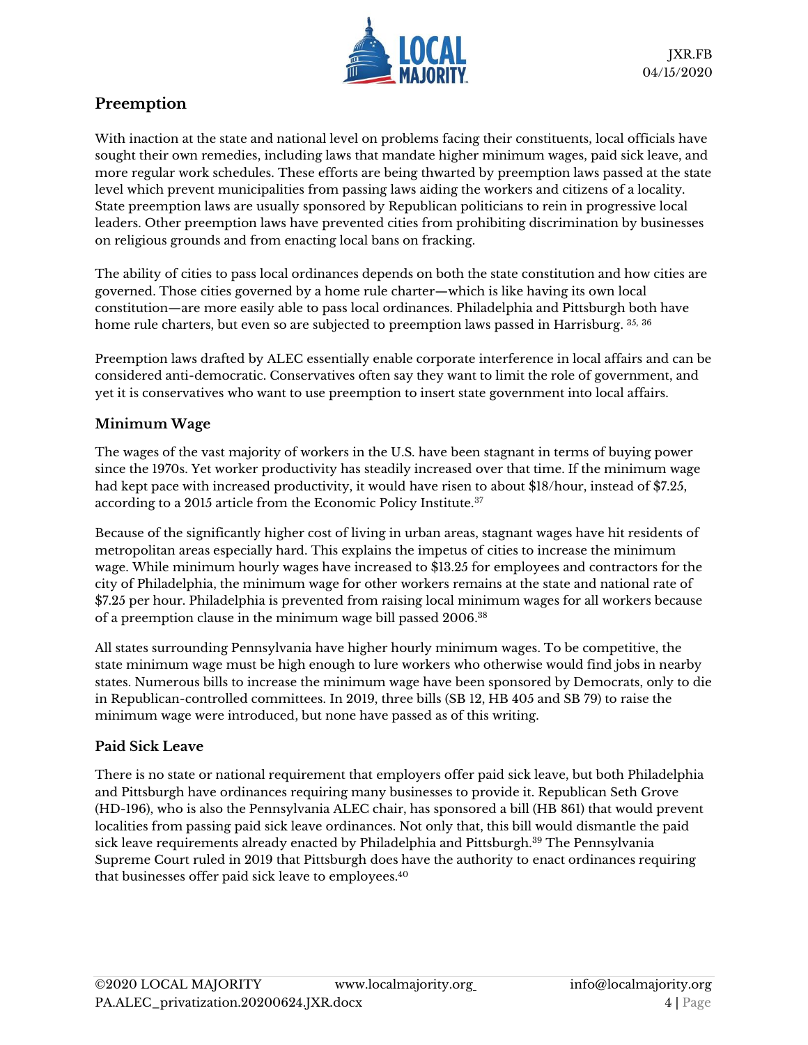## Preemption

With inaction at the state and national level on problems facing their constituents, local officials have sought their own remedies, including laws that mandate higher minimum wages, paid sick leave, and more regular work schedules. These efforts are being thwarted by preemption laws passed at the state level which prevent municipalities from passing laws aiding the workers and citizens of a locality. State preemption laws are usually sponsored by Republican politicians to rein in progressive local leaders. Other preemption laws have prevented cities from prohibiting discrimination by businesses on religious grounds and from enacting local bans on fracking.

The ability of cities to pass local ordinances depends on both the state constitution and how cities are governed. Those cities governed by a home rule charter—which is like having its own local constitution—are more easily able to pass local ordinances. Philadelphia and Pittsburgh both have home rule charters, but even so are subjected to preemption laws passed in Harrisburg. [35, 36]

Preemption laws drafted by ALEC essentially enable corporate interference in local affairs and can be considered anti-democratic. Conservatives often say they want to limit the role of government, and yet it is conservatives who want to use preemption to insert state government into local affairs.

### Minimum Wage

The wages of the vast majority of workers in the U.S. have been stagnant in terms of buying power since the 1970s. Yet worker productivity has steadily increased over that time. If the minimum wage had kept pace with increased productivity, it would have risen to about $18/hour, instead of $7.25, according to a 2015 article from the Economic Policy Institute.[37]

Because of the significantly higher cost of living in urban areas, stagnant wages have hit residents of metropolitan areas especially hard. This explains the impetus of cities to increase the minimum wage. While minimum hourly wages have increased to $13.25 for employees and contractors for the city of Philadelphia, the minimum wage for other workers remains at the state and national rate of $7.25 per hour. Philadelphia is prevented from raising local minimum wages for all workers because of a preemption clause in the minimum wage bill passed 2006.[38]

All states surrounding Pennsylvania have higher hourly minimum wages. To be competitive, the state minimum wage must be high enough to lure workers who otherwise would find jobs in nearby states. Numerous bills to increase the minimum wage have been sponsored by Democrats, only to die in Republican-controlled committees. In 2019, three bills (SB 12, HB 405 and SB 79) to raise the minimum wage were introduced, but none have passed as of this writing.

### Paid Sick Leave

There is no state or national requirement that employers offer paid sick leave, but both Philadelphia and Pittsburgh have ordinances requiring many businesses to provide it. Republican Seth Grove (HD-196), who is also the Pennsylvania ALEC chair, has sponsored a bill (HB 861) that would prevent localities from passing paid sick leave ordinances. Not only that, this bill would dismantle the paid sick leave requirements already enacted by Philadelphia and Pittsburgh.[39] The Pennsylvania Supreme Court ruled in 2019 that Pittsburgh does have the authority to enact ordinances requiring that businesses offer paid sick leave to employees.[40]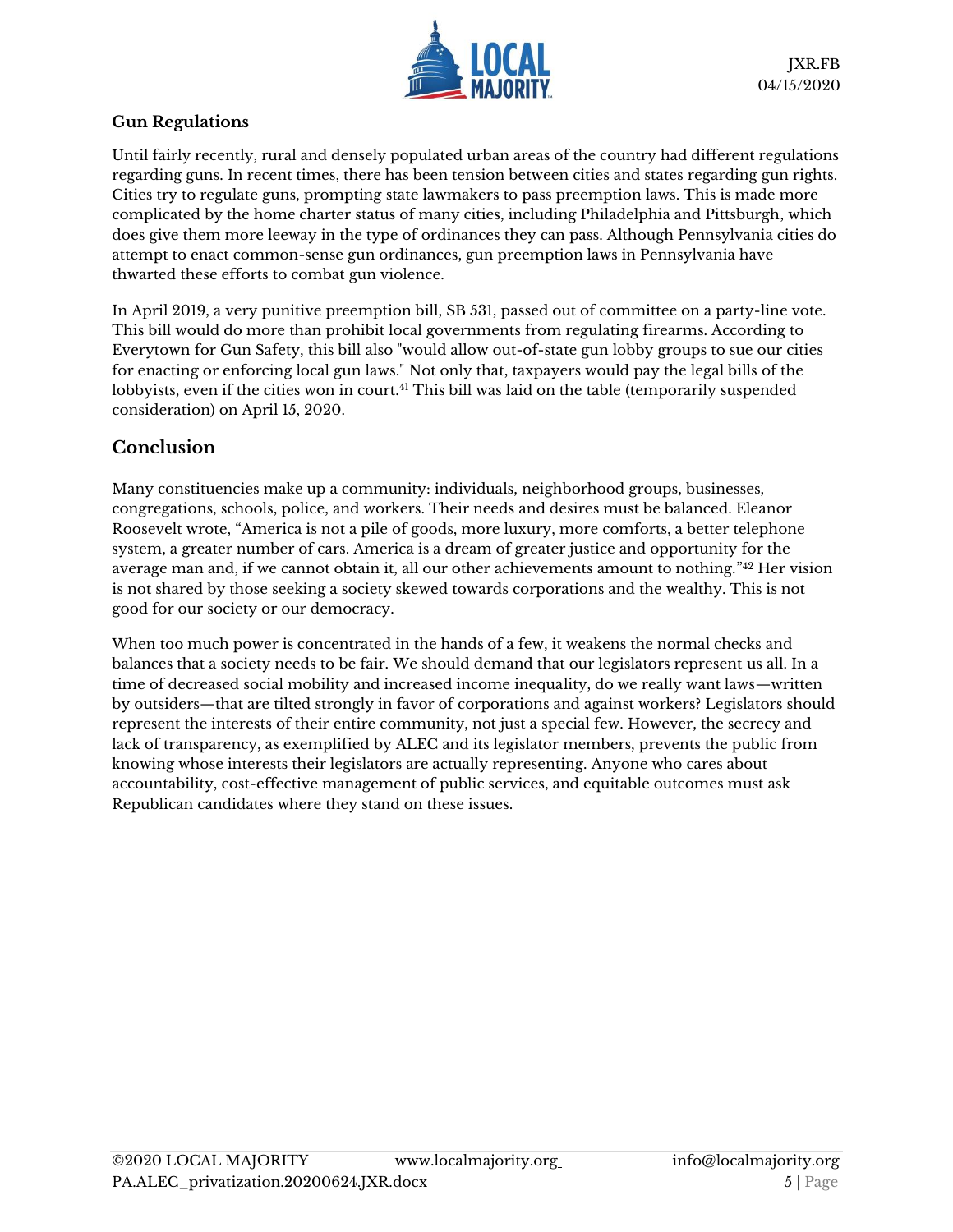### Gun Regulations

Until fairly recently, rural and densely populated urban areas of the country had different regulations regarding guns. In recent times, there has been tension between cities and states regarding gun rights. Cities try to regulate guns, prompting state lawmakers to pass preemption laws. This is made more complicated by the home charter status of many cities, including Philadelphia and Pittsburgh, which does give them more leeway in the type of ordinances they can pass. Although Pennsylvania cities do attempt to enact common-sense gun ordinances, gun preemption laws in Pennsylvania have thwarted these efforts to combat gun violence.

In April 2019, a very punitive preemption bill, SB 531, passed out of committee on a party-line vote. This bill would do more than prohibit local governments from regulating firearms. According to Everytown for Gun Safety, this bill also "would allow out-of-state gun lobby groups to sue our cities for enacting or enforcing local gun laws." Not only that, taxpayers would pay the legal bills of the lobbyists, even if the cities won in court.[41] This bill was laid on the table (temporarily suspended consideration) on April 15, 2020.

## Conclusion

Many constituencies make up a community: individuals, neighborhood groups, businesses, congregations, schools, police, and workers. Their needs and desires must be balanced. Eleanor Roosevelt wrote, "America is not a pile of goods, more luxury, more comforts, a better telephone system, a greater number of cars. America is a dream of greater justice and opportunity for the average man and, if we cannot obtain it, all our other achievements amount to nothing."[42] Her vision is not shared by those seeking a society skewed towards corporations and the wealthy. This is not good for our society or our democracy.

When too much power is concentrated in the hands of a few, it weakens the normal checks and balances that a society needs to be fair. We should demand that our legislators represent us all. In a time of decreased social mobility and increased income inequality, do we really want laws—written by outsiders—that are tilted strongly in favor of corporations and against workers? Legislators should represent the interests of their entire community, not just a special few. However, the secrecy and lack of transparency, as exemplified by ALEC and its legislator members, prevents the public from knowing whose interests their legislators are actually representing. Anyone who cares about accountability, cost-effective management of public services, and equitable outcomes must ask Republican candidates where they stand on these issues.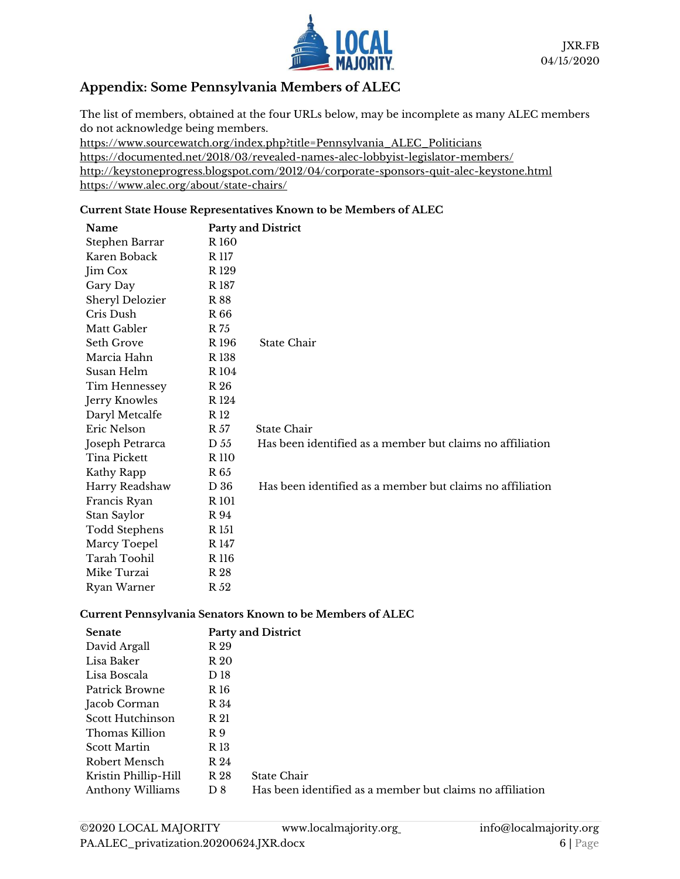## Appendix: Some Pennsylvania Members of ALEC

The list of members, obtained at the four URLs below, may be incomplete as many ALEC members do not acknowledge being members.
https://www.sourcewatch.org/index.php?title=Pennsylvania_ALEC_Politicians
https://documented.net/2018/03/revealed-names-alec-lobbyist-legislator-members/
http://keystoneprogress.blogspot.com/2012/04/corporate-sponsors-quit-alec-keystone.html
https://www.alec.org/about/state-chairs/

**Current State House Representatives Known to be Members of ALEC**

| Name | Party and District | |
|---|---|---|
| Stephen Barrar | R 160 | |
| Karen Boback | R 117 | |
| Jim Cox | R 129 | |
| Gary Day | R 187 | |
| Sheryl Delozier | R 88 | |
| Cris Dush | R 66 | |
| Matt Gabler | R 75 | |
| Seth Grove | R 196 | State Chair |
| Marcia Hahn | R 138 | |
| Susan Helm | R 104 | |
| Tim Hennessey | R 26 | |
| Jerry Knowles | R 124 | |
| Daryl Metcalfe | R 12 | |
| Eric Nelson | R 57 | State Chair |
| Joseph Petrarca | D 55 | Has been identified as a member but claims no affiliation |
| Tina Pickett | R 110 | |
| Kathy Rapp | R 65 | |
| Harry Readshaw | D 36 | Has been identified as a member but claims no affiliation |
| Francis Ryan | R 101 | |
| Stan Saylor | R 94 | |
| Todd Stephens | R 151 | |
| Marcy Toepel | R 147 | |
| Tarah Toohil | R 116 | |
| Mike Turzai | R 28 | |
| Ryan Warner | R 52 | |

**Current Pennsylvania Senators Known to be Members of ALEC**

| Senate | Party and District | |
|---|---|---|
| David Argall | R 29 | |
| Lisa Baker | R 20 | |
| Lisa Boscala | D 18 | |
| Patrick Browne | R 16 | |
| Jacob Corman | R 34 | |
| Scott Hutchinson | R 21 | |
| Thomas Killion | R 9 | |
| Scott Martin | R 13 | |
| Robert Mensch | R 24 | |
| Kristin Phillip-Hill | R 28 | State Chair |
| Anthony Williams | D 8 | Has been identified as a member but claims no affiliation |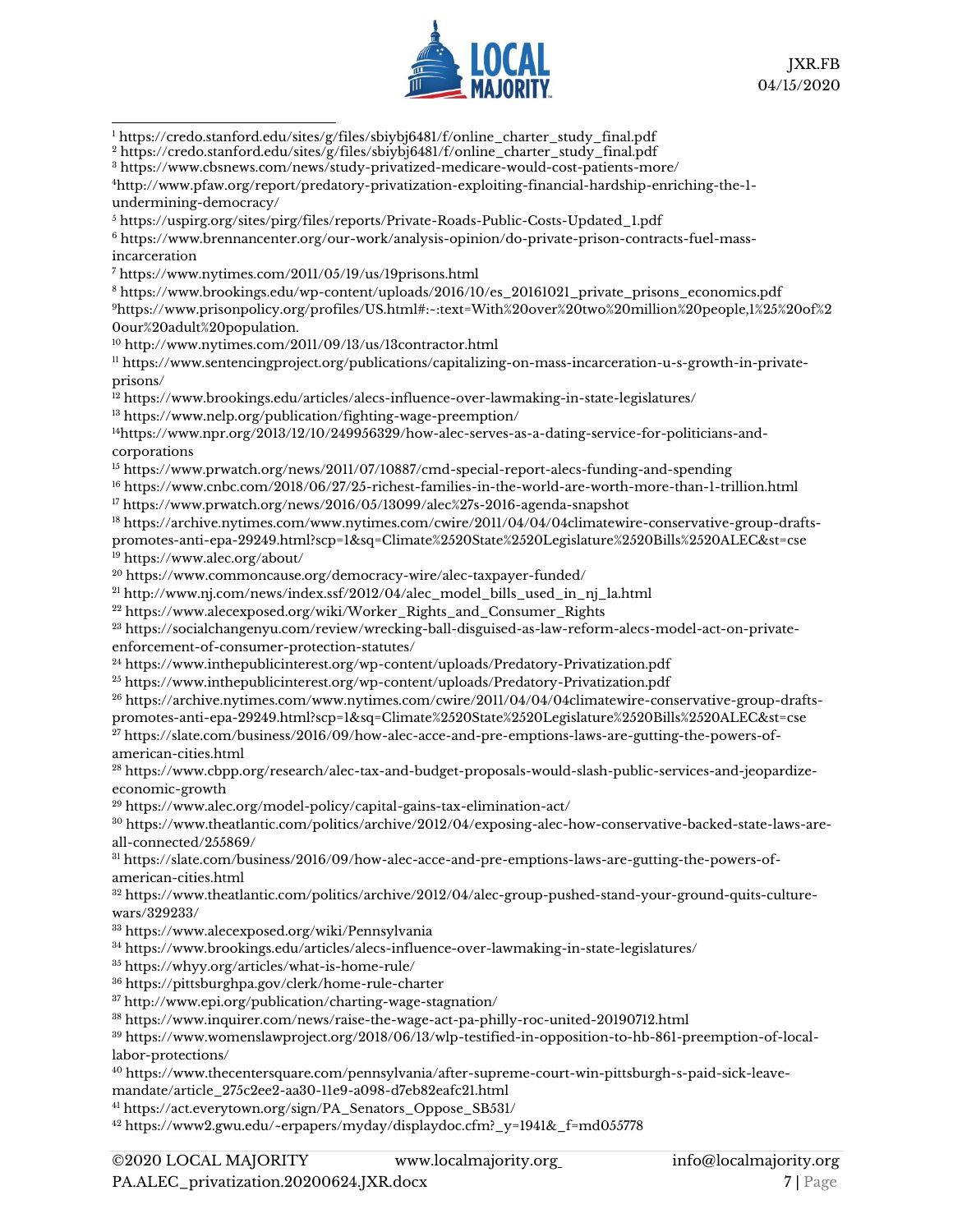[1] https://credo.stanford.edu/sites/g/files/sbiybj6481/f/online_charter_study_final.pdf
[2] https://credo.stanford.edu/sites/g/files/sbiybj6481/f/online_charter_study_final.pdf
[3] https://www.cbsnews.com/news/study-privatized-medicare-would-cost-patients-more/
[4] http://www.pfaw.org/report/predatory-privatization-exploiting-financial-hardship-enriching-the-1-undermining-democracy/
[5] https://uspirg.org/sites/pirg/files/reports/Private-Roads-Public-Costs-Updated_1.pdf
[6] https://www.brennancenter.org/our-work/analysis-opinion/do-private-prison-contracts-fuel-mass-incarceration
[7] https://www.nytimes.com/2011/05/19/us/19prisons.html
[8] https://www.brookings.edu/wp-content/uploads/2016/10/es_20161021_private_prisons_economics.pdf
[9] https://www.prisonpolicy.org/profiles/US.html#:~:text=With%20over%20two%20million%20people,1%25%20of%20our%20adult%20population.
[10] http://www.nytimes.com/2011/09/13/us/13contractor.html
[11] https://www.sentencingproject.org/publications/capitalizing-on-mass-incarceration-u-s-growth-in-private-prisons/
[12] https://www.brookings.edu/articles/alecs-influence-over-lawmaking-in-state-legislatures/
[13] https://www.nelp.org/publication/fighting-wage-preemption/
[14] https://www.npr.org/2013/12/10/249956329/how-alec-serves-as-a-dating-service-for-politicians-and-corporations
[15] https://www.prwatch.org/news/2011/07/10887/cmd-special-report-alecs-funding-and-spending
[16] https://www.cnbc.com/2018/06/27/25-richest-families-in-the-world-are-worth-more-than-1-trillion.html
[17] https://www.prwatch.org/news/2016/05/13099/alec%27s-2016-agenda-snapshot
[18] https://archive.nytimes.com/www.nytimes.com/cwire/2011/04/04/04climatewire-conservative-group-drafts-promotes-anti-epa-29249.html?scp=1&sq=Climate%2520State%2520Legislature%2520Bills%2520ALEC&st=cse
[19] https://www.alec.org/about/
[20] https://www.commoncause.org/democracy-wire/alec-taxpayer-funded/
[21] http://www.nj.com/news/index.ssf/2012/04/alec_model_bills_used_in_nj_la.html
[22] https://www.alecexposed.org/wiki/Worker_Rights_and_Consumer_Rights
[23] https://socialchangenyu.com/review/wrecking-ball-disguised-as-law-reform-alecs-model-act-on-private-enforcement-of-consumer-protection-statutes/
[24] https://www.inthepublicinterest.org/wp-content/uploads/Predatory-Privatization.pdf
[25] https://www.inthepublicinterest.org/wp-content/uploads/Predatory-Privatization.pdf
[26] https://archive.nytimes.com/www.nytimes.com/cwire/2011/04/04/04climatewire-conservative-group-drafts-promotes-anti-epa-29249.html?scp=1&sq=Climate%2520State%2520Legislature%2520Bills%2520ALEC&st=cse
[27] https://slate.com/business/2016/09/how-alec-acce-and-pre-emptions-laws-are-gutting-the-powers-of-american-cities.html
[28] https://www.cbpp.org/research/alec-tax-and-budget-proposals-would-slash-public-services-and-jeopardize-economic-growth
[29] https://www.alec.org/model-policy/capital-gains-tax-elimination-act/
[30] https://www.theatlantic.com/politics/archive/2012/04/exposing-alec-how-conservative-backed-state-laws-are-all-connected/255869/
[31] https://slate.com/business/2016/09/how-alec-acce-and-pre-emptions-laws-are-gutting-the-powers-of-american-cities.html
[32] https://www.theatlantic.com/politics/archive/2012/04/alec-group-pushed-stand-your-ground-quits-culture-wars/329233/
[33] https://www.alecexposed.org/wiki/Pennsylvania
[34] https://www.brookings.edu/articles/alecs-influence-over-lawmaking-in-state-legislatures/
[35] https://whyy.org/articles/what-is-home-rule/
[36] https://pittsburghpa.gov/clerk/home-rule-charter
[37] http://www.epi.org/publication/charting-wage-stagnation/
[38] https://www.inquirer.com/news/raise-the-wage-act-pa-philly-roc-united-20190712.html
[39] https://www.womenslawproject.org/2018/06/13/wlp-testified-in-opposition-to-hb-861-preemption-of-local-labor-protections/
[40] https://www.thecentersquare.com/pennsylvania/after-supreme-court-win-pittsburgh-s-paid-sick-leave-mandate/article_275c2ee2-aa30-11e9-a098-d7eb82eafc21.html
[41] https://act.everytown.org/sign/PA_Senators_Oppose_SB531/
[42] https://www2.gwu.edu/~erpapers/myday/displaydoc.cfm?_y=1941&_f=md055778